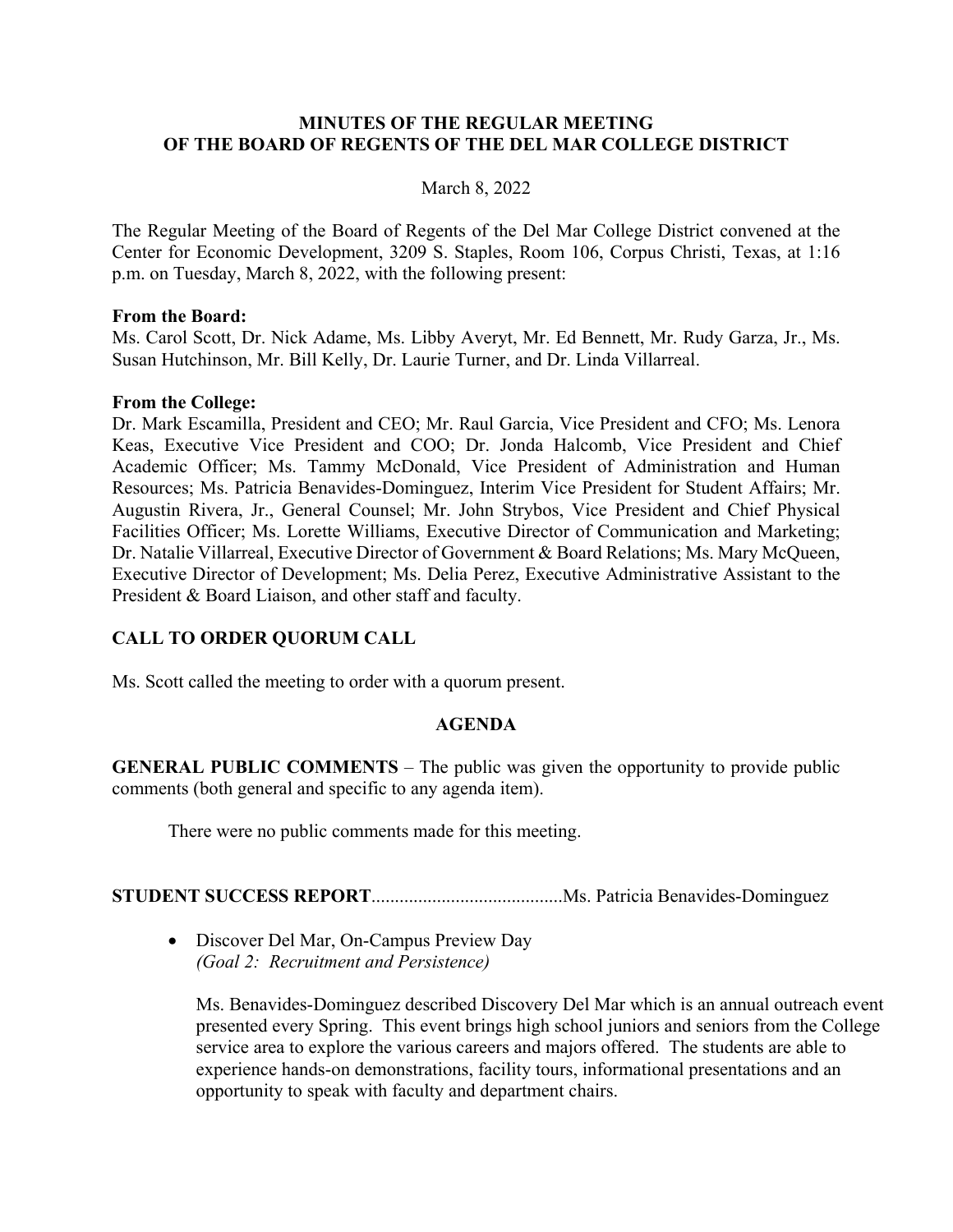**MINUTES OF THE REGULAR MEETING**
**OF THE BOARD OF REGENTS OF THE DEL MAR COLLEGE DISTRICT**

March 8, 2022

The Regular Meeting of the Board of Regents of the Del Mar College District convened at the Center for Economic Development, 3209 S. Staples, Room 106, Corpus Christi, Texas, at 1:16 p.m. on Tuesday, March 8, 2022, with the following present:

**From the Board:**
Ms. Carol Scott, Dr. Nick Adame, Ms. Libby Averyt, Mr. Ed Bennett, Mr. Rudy Garza, Jr., Ms. Susan Hutchinson, Mr. Bill Kelly, Dr. Laurie Turner, and Dr. Linda Villarreal.

**From the College:**
Dr. Mark Escamilla, President and CEO; Mr. Raul Garcia, Vice President and CFO; Ms. Lenora Keas, Executive Vice President and COO; Dr. Jonda Halcomb, Vice President and Chief Academic Officer; Ms. Tammy McDonald, Vice President of Administration and Human Resources; Ms. Patricia Benavides-Dominguez, Interim Vice President for Student Affairs; Mr. Augustin Rivera, Jr., General Counsel; Mr. John Strybos, Vice President and Chief Physical Facilities Officer; Ms. Lorette Williams, Executive Director of Communication and Marketing; Dr. Natalie Villarreal, Executive Director of Government & Board Relations; Ms. Mary McQueen, Executive Director of Development; Ms. Delia Perez, Executive Administrative Assistant to the President & Board Liaison, and other staff and faculty.

## CALL TO ORDER QUORUM CALL

Ms. Scott called the meeting to order with a quorum present.

## AGENDA

**GENERAL PUBLIC COMMENTS** – The public was given the opportunity to provide public comments (both general and specific to any agenda item).

There were no public comments made for this meeting.

**STUDENT SUCCESS REPORT**.........................................Ms. Patricia Benavides-Dominguez

- Discover Del Mar, On-Campus Preview Day
  *(Goal 2: Recruitment and Persistence)*

  Ms. Benavides-Dominguez described Discovery Del Mar which is an annual outreach event presented every Spring. This event brings high school juniors and seniors from the College service area to explore the various careers and majors offered. The students are able to experience hands-on demonstrations, facility tours, informational presentations and an opportunity to speak with faculty and department chairs.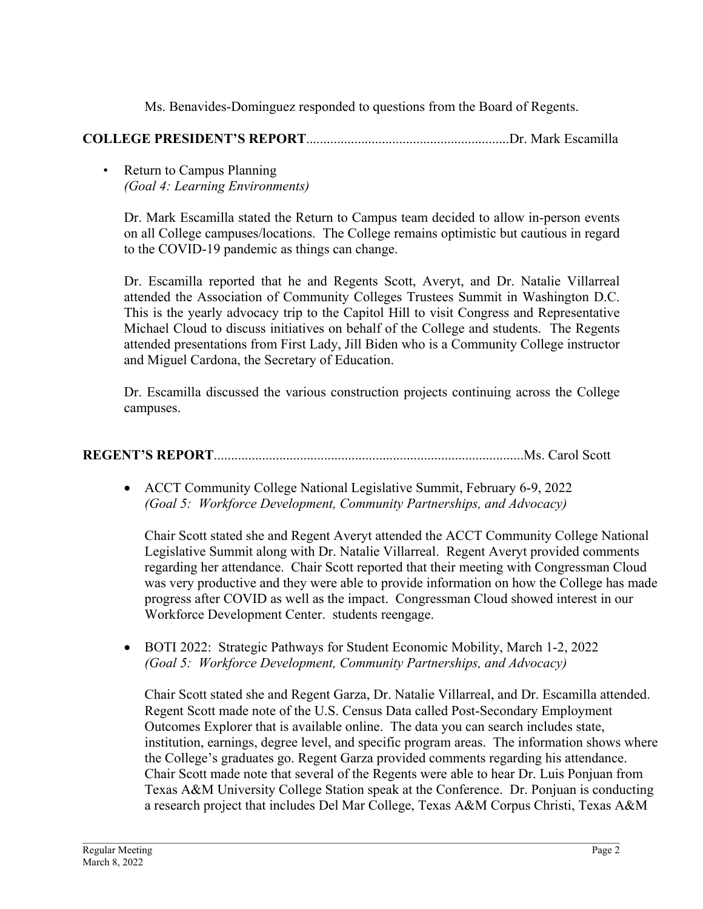Ms. Benavides-Dominguez responded to questions from the Board of Regents.

**COLLEGE PRESIDENT'S REPORT**..........................................................Dr. Mark Escamilla

- Return to Campus Planning
  *(Goal 4: Learning Environments)*

  Dr. Mark Escamilla stated the Return to Campus team decided to allow in-person events on all College campuses/locations. The College remains optimistic but cautious in regard to the COVID-19 pandemic as things can change.

  Dr. Escamilla reported that he and Regents Scott, Averyt, and Dr. Natalie Villarreal attended the Association of Community Colleges Trustees Summit in Washington D.C. This is the yearly advocacy trip to the Capitol Hill to visit Congress and Representative Michael Cloud to discuss initiatives on behalf of the College and students. The Regents attended presentations from First Lady, Jill Biden who is a Community College instructor and Miguel Cardona, the Secretary of Education.

  Dr. Escamilla discussed the various construction projects continuing across the College campuses.

**REGENT'S REPORT**.........................................................................................Ms. Carol Scott

- ACCT Community College National Legislative Summit, February 6-9, 2022
  *(Goal 5: Workforce Development, Community Partnerships, and Advocacy)*

  Chair Scott stated she and Regent Averyt attended the ACCT Community College National Legislative Summit along with Dr. Natalie Villarreal. Regent Averyt provided comments regarding her attendance. Chair Scott reported that their meeting with Congressman Cloud was very productive and they were able to provide information on how the College has made progress after COVID as well as the impact. Congressman Cloud showed interest in our Workforce Development Center. students reengage.

- BOTI 2022: Strategic Pathways for Student Economic Mobility, March 1-2, 2022
  *(Goal 5: Workforce Development, Community Partnerships, and Advocacy)*

  Chair Scott stated she and Regent Garza, Dr. Natalie Villarreal, and Dr. Escamilla attended. Regent Scott made note of the U.S. Census Data called Post-Secondary Employment Outcomes Explorer that is available online. The data you can search includes state, institution, earnings, degree level, and specific program areas. The information shows where the College's graduates go. Regent Garza provided comments regarding his attendance. Chair Scott made note that several of the Regents were able to hear Dr. Luis Ponjuan from Texas A&M University College Station speak at the Conference. Dr. Ponjuan is conducting a research project that includes Del Mar College, Texas A&M Corpus Christi, Texas A&M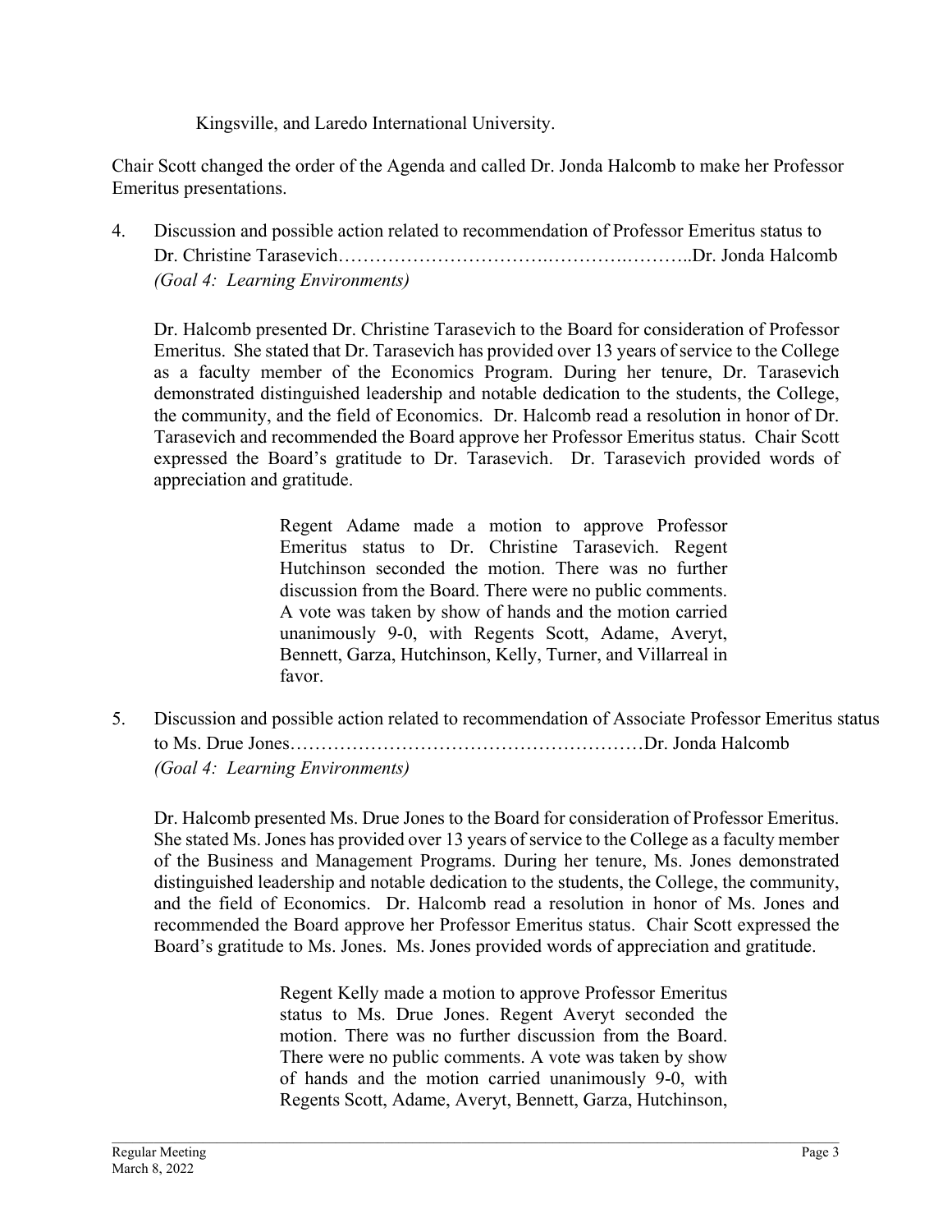Kingsville, and Laredo International University.

Chair Scott changed the order of the Agenda and called Dr. Jonda Halcomb to make her Professor Emeritus presentations.

4. Discussion and possible action related to recommendation of Professor Emeritus status to Dr. Christine Tarasevich……………………………..………….………..Dr. Jonda Halcomb
   *(Goal 4: Learning Environments)*

   Dr. Halcomb presented Dr. Christine Tarasevich to the Board for consideration of Professor Emeritus. She stated that Dr. Tarasevich has provided over 13 years of service to the College as a faculty member of the Economics Program. During her tenure, Dr. Tarasevich demonstrated distinguished leadership and notable dedication to the students, the College, the community, and the field of Economics. Dr. Halcomb read a resolution in honor of Dr. Tarasevich and recommended the Board approve her Professor Emeritus status. Chair Scott expressed the Board's gratitude to Dr. Tarasevich. Dr. Tarasevich provided words of appreciation and gratitude.

   > Regent Adame made a motion to approve Professor Emeritus status to Dr. Christine Tarasevich. Regent Hutchinson seconded the motion. There was no further discussion from the Board. There were no public comments. A vote was taken by show of hands and the motion carried unanimously 9-0, with Regents Scott, Adame, Averyt, Bennett, Garza, Hutchinson, Kelly, Turner, and Villarreal in favor.

5. Discussion and possible action related to recommendation of Associate Professor Emeritus status to Ms. Drue Jones…………………………………………………Dr. Jonda Halcomb
   *(Goal 4: Learning Environments)*

   Dr. Halcomb presented Ms. Drue Jones to the Board for consideration of Professor Emeritus. She stated Ms. Jones has provided over 13 years of service to the College as a faculty member of the Business and Management Programs. During her tenure, Ms. Jones demonstrated distinguished leadership and notable dedication to the students, the College, the community, and the field of Economics. Dr. Halcomb read a resolution in honor of Ms. Jones and recommended the Board approve her Professor Emeritus status. Chair Scott expressed the Board's gratitude to Ms. Jones. Ms. Jones provided words of appreciation and gratitude.

   > Regent Kelly made a motion to approve Professor Emeritus status to Ms. Drue Jones. Regent Averyt seconded the motion. There was no further discussion from the Board. There were no public comments. A vote was taken by show of hands and the motion carried unanimously 9-0, with Regents Scott, Adame, Averyt, Bennett, Garza, Hutchinson,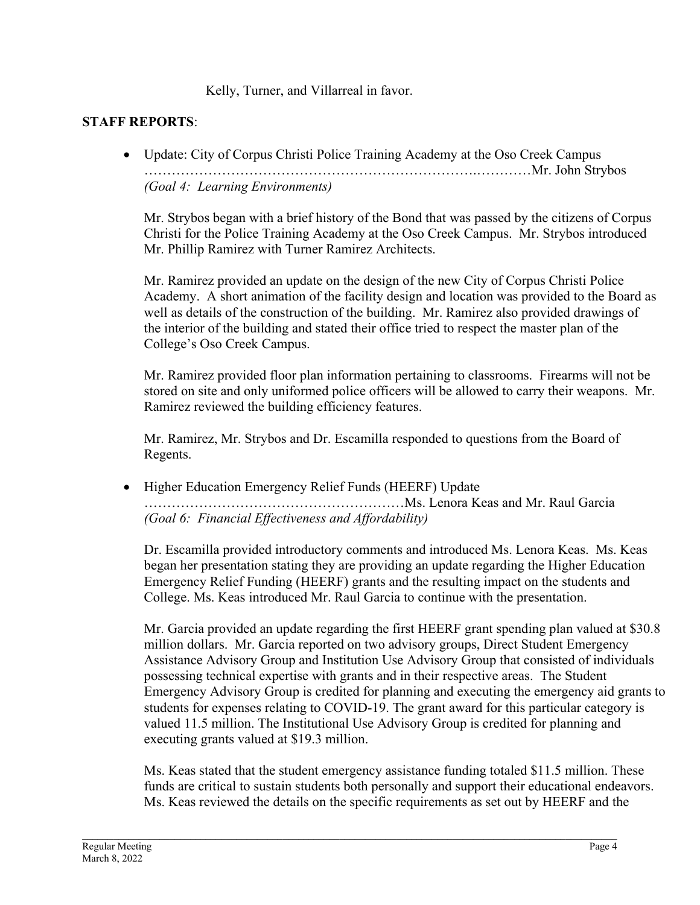Kelly, Turner, and Villarreal in favor.

**STAFF REPORTS**:

- Update: City of Corpus Christi Police Training Academy at the Oso Creek Campus ……………………………………………………………….…………Mr. John Strybos *(Goal 4: Learning Environments)*

  Mr. Strybos began with a brief history of the Bond that was passed by the citizens of Corpus Christi for the Police Training Academy at the Oso Creek Campus. Mr. Strybos introduced Mr. Phillip Ramirez with Turner Ramirez Architects.

  Mr. Ramirez provided an update on the design of the new City of Corpus Christi Police Academy. A short animation of the facility design and location was provided to the Board as well as details of the construction of the building. Mr. Ramirez also provided drawings of the interior of the building and stated their office tried to respect the master plan of the College's Oso Creek Campus.

  Mr. Ramirez provided floor plan information pertaining to classrooms. Firearms will not be stored on site and only uniformed police officers will be allowed to carry their weapons. Mr. Ramirez reviewed the building efficiency features.

  Mr. Ramirez, Mr. Strybos and Dr. Escamilla responded to questions from the Board of Regents.

- Higher Education Emergency Relief Funds (HEERF) Update ………………………………………………Ms. Lenora Keas and Mr. Raul Garcia *(Goal 6: Financial Effectiveness and Affordability)*

  Dr. Escamilla provided introductory comments and introduced Ms. Lenora Keas. Ms. Keas began her presentation stating they are providing an update regarding the Higher Education Emergency Relief Funding (HEERF) grants and the resulting impact on the students and College. Ms. Keas introduced Mr. Raul Garcia to continue with the presentation.

  Mr. Garcia provided an update regarding the first HEERF grant spending plan valued at $30.8 million dollars. Mr. Garcia reported on two advisory groups, Direct Student Emergency Assistance Advisory Group and Institution Use Advisory Group that consisted of individuals possessing technical expertise with grants and in their respective areas. The Student Emergency Advisory Group is credited for planning and executing the emergency aid grants to students for expenses relating to COVID-19. The grant award for this particular category is valued 11.5 million. The Institutional Use Advisory Group is credited for planning and executing grants valued at $19.3 million.

  Ms. Keas stated that the student emergency assistance funding totaled $11.5 million. These funds are critical to sustain students both personally and support their educational endeavors. Ms. Keas reviewed the details on the specific requirements as set out by HEERF and the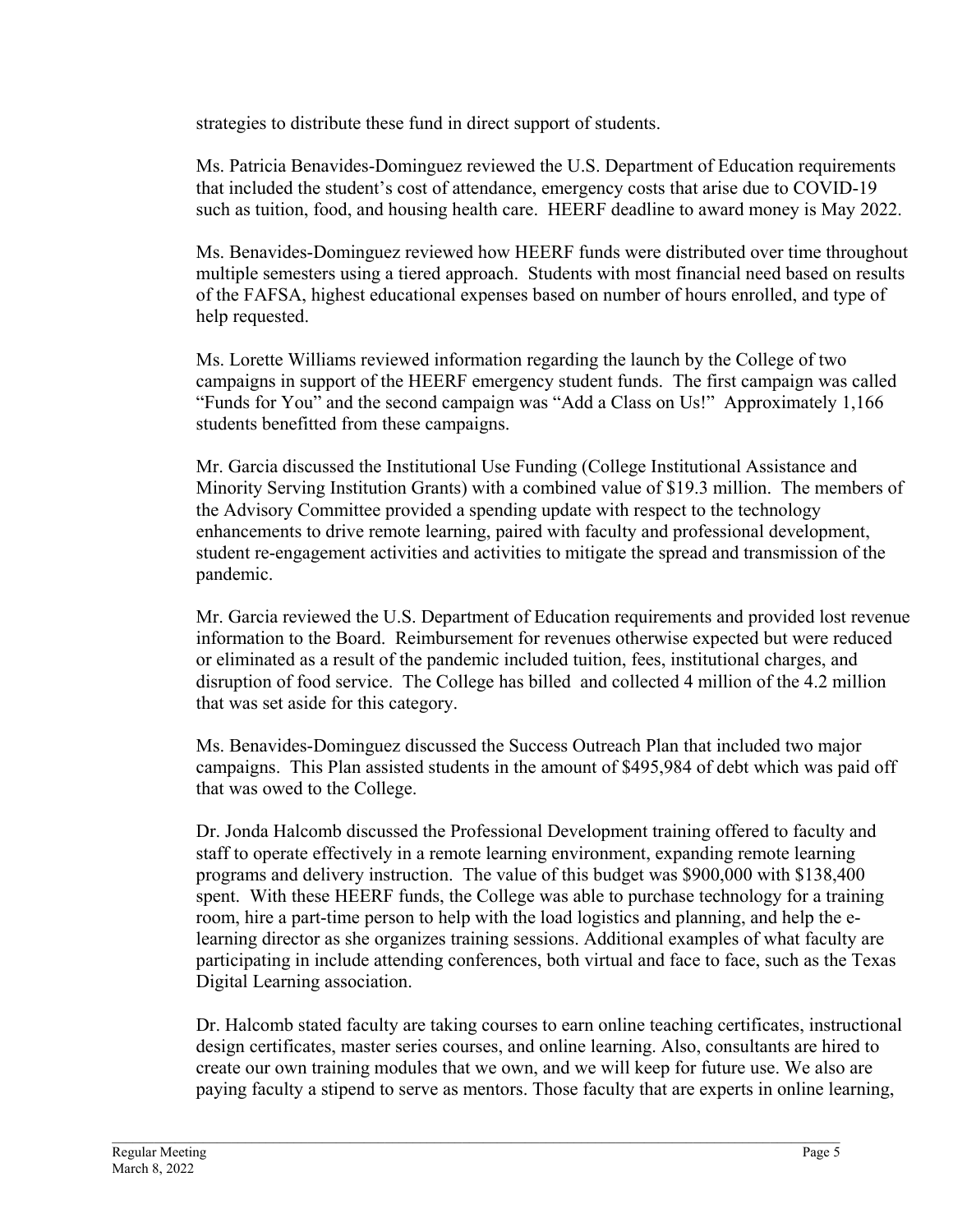strategies to distribute these fund in direct support of students.

Ms. Patricia Benavides-Dominguez reviewed the U.S. Department of Education requirements that included the student's cost of attendance, emergency costs that arise due to COVID-19 such as tuition, food, and housing health care. HEERF deadline to award money is May 2022.

Ms. Benavides-Dominguez reviewed how HEERF funds were distributed over time throughout multiple semesters using a tiered approach. Students with most financial need based on results of the FAFSA, highest educational expenses based on number of hours enrolled, and type of help requested.

Ms. Lorette Williams reviewed information regarding the launch by the College of two campaigns in support of the HEERF emergency student funds. The first campaign was called "Funds for You" and the second campaign was "Add a Class on Us!" Approximately 1,166 students benefitted from these campaigns.

Mr. Garcia discussed the Institutional Use Funding (College Institutional Assistance and Minority Serving Institution Grants) with a combined value of $19.3 million. The members of the Advisory Committee provided a spending update with respect to the technology enhancements to drive remote learning, paired with faculty and professional development, student re-engagement activities and activities to mitigate the spread and transmission of the pandemic.

Mr. Garcia reviewed the U.S. Department of Education requirements and provided lost revenue information to the Board. Reimbursement for revenues otherwise expected but were reduced or eliminated as a result of the pandemic included tuition, fees, institutional charges, and disruption of food service. The College has billed and collected 4 million of the 4.2 million that was set aside for this category.

Ms. Benavides-Dominguez discussed the Success Outreach Plan that included two major campaigns. This Plan assisted students in the amount of $495,984 of debt which was paid off that was owed to the College.

Dr. Jonda Halcomb discussed the Professional Development training offered to faculty and staff to operate effectively in a remote learning environment, expanding remote learning programs and delivery instruction. The value of this budget was $900,000 with $138,400 spent. With these HEERF funds, the College was able to purchase technology for a training room, hire a part-time person to help with the load logistics and planning, and help the e-learning director as she organizes training sessions. Additional examples of what faculty are participating in include attending conferences, both virtual and face to face, such as the Texas Digital Learning association.

Dr. Halcomb stated faculty are taking courses to earn online teaching certificates, instructional design certificates, master series courses, and online learning. Also, consultants are hired to create our own training modules that we own, and we will keep for future use. We also are paying faculty a stipend to serve as mentors. Those faculty that are experts in online learning,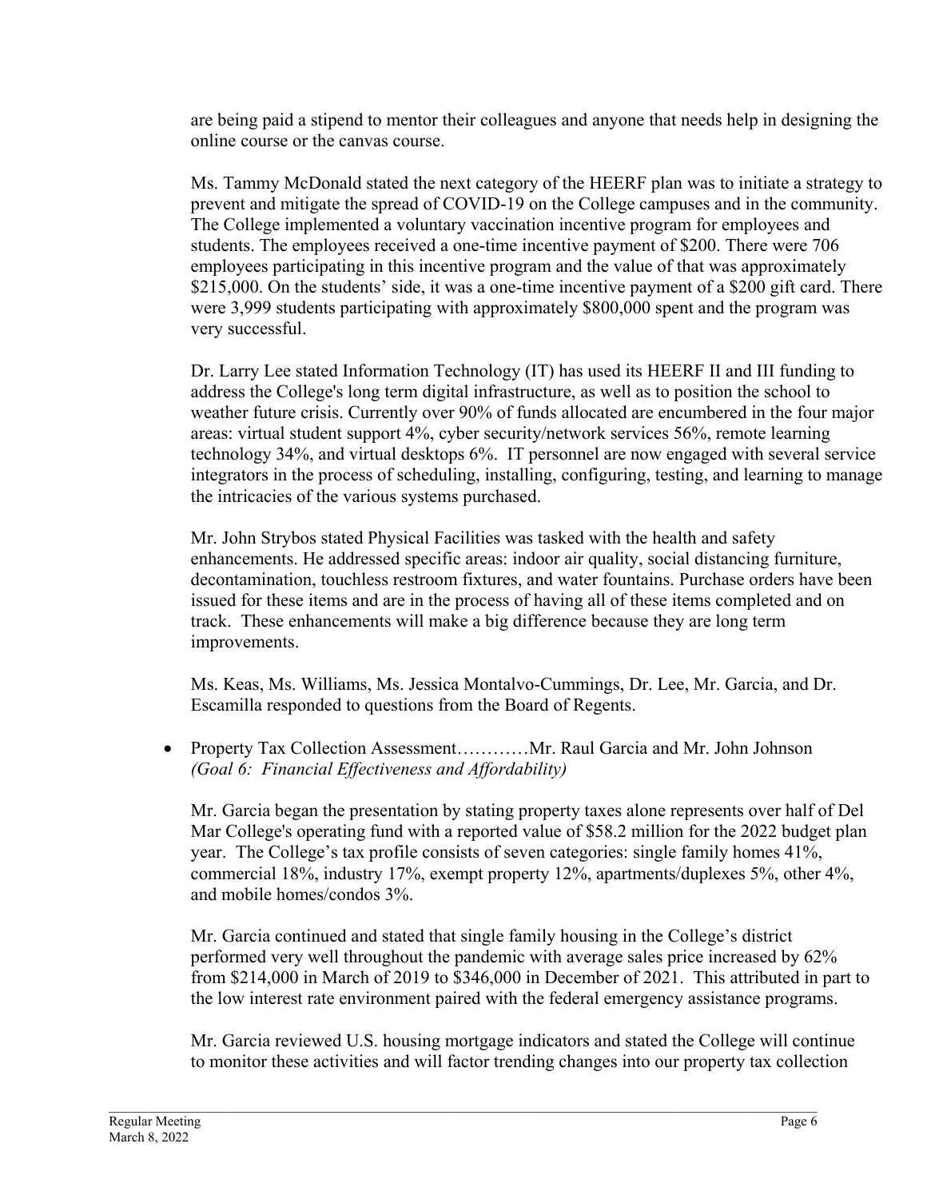are being paid a stipend to mentor their colleagues and anyone that needs help in designing the online course or the canvas course.

Ms. Tammy McDonald stated the next category of the HEERF plan was to initiate a strategy to prevent and mitigate the spread of COVID-19 on the College campuses and in the community. The College implemented a voluntary vaccination incentive program for employees and students. The employees received a one-time incentive payment of $200. There were 706 employees participating in this incentive program and the value of that was approximately $215,000. On the students' side, it was a one-time incentive payment of a $200 gift card. There were 3,999 students participating with approximately $800,000 spent and the program was very successful.

Dr. Larry Lee stated Information Technology (IT) has used its HEERF II and III funding to address the College's long term digital infrastructure, as well as to position the school to weather future crisis. Currently over 90% of funds allocated are encumbered in the four major areas: virtual student support 4%, cyber security/network services 56%, remote learning technology 34%, and virtual desktops 6%. IT personnel are now engaged with several service integrators in the process of scheduling, installing, configuring, testing, and learning to manage the intricacies of the various systems purchased.

Mr. John Strybos stated Physical Facilities was tasked with the health and safety enhancements. He addressed specific areas: indoor air quality, social distancing furniture, decontamination, touchless restroom fixtures, and water fountains. Purchase orders have been issued for these items and are in the process of having all of these items completed and on track. These enhancements will make a big difference because they are long term improvements.

Ms. Keas, Ms. Williams, Ms. Jessica Montalvo-Cummings, Dr. Lee, Mr. Garcia, and Dr. Escamilla responded to questions from the Board of Regents.

- Property Tax Collection Assessment…………Mr. Raul Garcia and Mr. John Johnson
  *(Goal 6: Financial Effectiveness and Affordability)*

Mr. Garcia began the presentation by stating property taxes alone represents over half of Del Mar College's operating fund with a reported value of $58.2 million for the 2022 budget plan year. The College's tax profile consists of seven categories: single family homes 41%, commercial 18%, industry 17%, exempt property 12%, apartments/duplexes 5%, other 4%, and mobile homes/condos 3%.

Mr. Garcia continued and stated that single family housing in the College's district performed very well throughout the pandemic with average sales price increased by 62% from $214,000 in March of 2019 to $346,000 in December of 2021. This attributed in part to the low interest rate environment paired with the federal emergency assistance programs.

Mr. Garcia reviewed U.S. housing mortgage indicators and stated the College will continue to monitor these activities and will factor trending changes into our property tax collection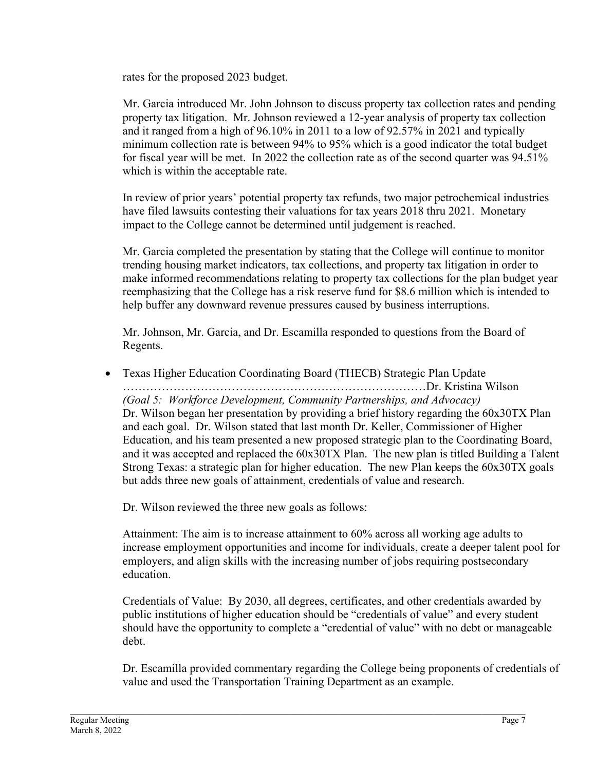rates for the proposed 2023 budget.

Mr. Garcia introduced Mr. John Johnson to discuss property tax collection rates and pending property tax litigation. Mr. Johnson reviewed a 12-year analysis of property tax collection and it ranged from a high of 96.10% in 2011 to a low of 92.57% in 2021 and typically minimum collection rate is between 94% to 95% which is a good indicator the total budget for fiscal year will be met. In 2022 the collection rate as of the second quarter was 94.51% which is within the acceptable rate.

In review of prior years' potential property tax refunds, two major petrochemical industries have filed lawsuits contesting their valuations for tax years 2018 thru 2021. Monetary impact to the College cannot be determined until judgement is reached.

Mr. Garcia completed the presentation by stating that the College will continue to monitor trending housing market indicators, tax collections, and property tax litigation in order to make informed recommendations relating to property tax collections for the plan budget year reemphasizing that the College has a risk reserve fund for $8.6 million which is intended to help buffer any downward revenue pressures caused by business interruptions.

Mr. Johnson, Mr. Garcia, and Dr. Escamilla responded to questions from the Board of Regents.

- Texas Higher Education Coordinating Board (THECB) Strategic Plan Update ……………………………………………………………………Dr. Kristina Wilson
  *(Goal 5: Workforce Development, Community Partnerships, and Advocacy)*
  Dr. Wilson began her presentation by providing a brief history regarding the 60x30TX Plan and each goal. Dr. Wilson stated that last month Dr. Keller, Commissioner of Higher Education, and his team presented a new proposed strategic plan to the Coordinating Board, and it was accepted and replaced the 60x30TX Plan. The new plan is titled Building a Talent Strong Texas: a strategic plan for higher education. The new Plan keeps the 60x30TX goals but adds three new goals of attainment, credentials of value and research.

  Dr. Wilson reviewed the three new goals as follows:

  Attainment: The aim is to increase attainment to 60% across all working age adults to increase employment opportunities and income for individuals, create a deeper talent pool for employers, and align skills with the increasing number of jobs requiring postsecondary education.

  Credentials of Value: By 2030, all degrees, certificates, and other credentials awarded by public institutions of higher education should be "credentials of value" and every student should have the opportunity to complete a "credential of value" with no debt or manageable debt.

  Dr. Escamilla provided commentary regarding the College being proponents of credentials of value and used the Transportation Training Department as an example.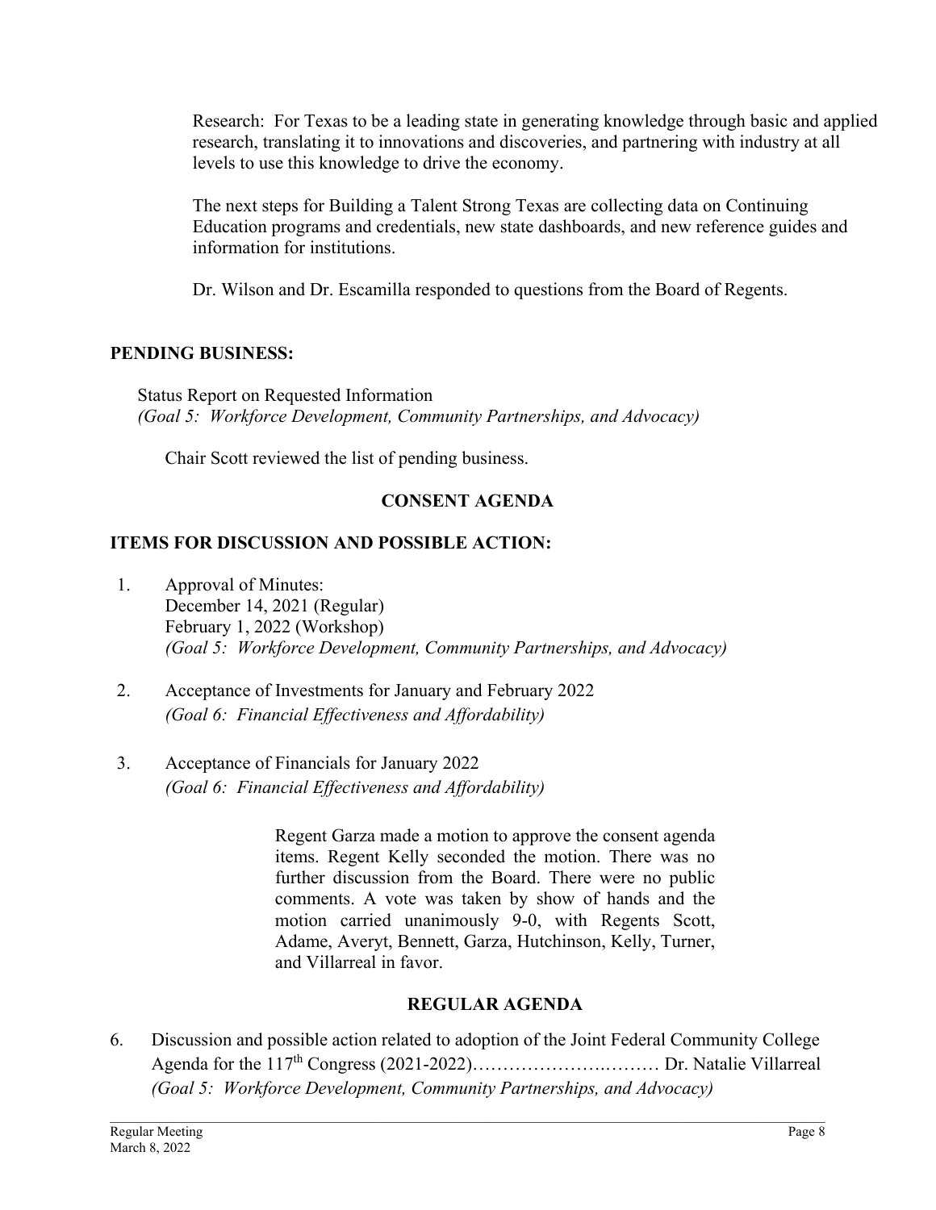Research: For Texas to be a leading state in generating knowledge through basic and applied research, translating it to innovations and discoveries, and partnering with industry at all levels to use this knowledge to drive the economy.

The next steps for Building a Talent Strong Texas are collecting data on Continuing Education programs and credentials, new state dashboards, and new reference guides and information for institutions.

Dr. Wilson and Dr. Escamilla responded to questions from the Board of Regents.

**PENDING BUSINESS:**

Status Report on Requested Information
*(Goal 5: Workforce Development, Community Partnerships, and Advocacy)*

Chair Scott reviewed the list of pending business.

**CONSENT AGENDA**

**ITEMS FOR DISCUSSION AND POSSIBLE ACTION:**

1. Approval of Minutes:
   December 14, 2021 (Regular)
   February 1, 2022 (Workshop)
   *(Goal 5: Workforce Development, Community Partnerships, and Advocacy)*

2. Acceptance of Investments for January and February 2022
   *(Goal 6: Financial Effectiveness and Affordability)*

3. Acceptance of Financials for January 2022
   *(Goal 6: Financial Effectiveness and Affordability)*

Regent Garza made a motion to approve the consent agenda items. Regent Kelly seconded the motion. There was no further discussion from the Board. There were no public comments. A vote was taken by show of hands and the motion carried unanimously 9-0, with Regents Scott, Adame, Averyt, Bennett, Garza, Hutchinson, Kelly, Turner, and Villarreal in favor.

**REGULAR AGENDA**

6. Discussion and possible action related to adoption of the Joint Federal Community College Agenda for the 117th Congress (2021-2022)………………………… Dr. Natalie Villarreal
   *(Goal 5: Workforce Development, Community Partnerships, and Advocacy)*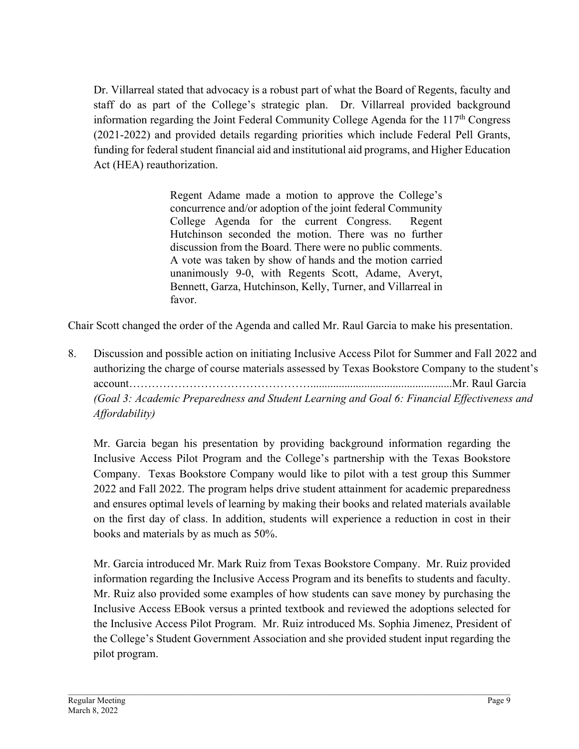Dr. Villarreal stated that advocacy is a robust part of what the Board of Regents, faculty and staff do as part of the College's strategic plan. Dr. Villarreal provided background information regarding the Joint Federal Community College Agenda for the 117th Congress (2021-2022) and provided details regarding priorities which include Federal Pell Grants, funding for federal student financial aid and institutional aid programs, and Higher Education Act (HEA) reauthorization.

> Regent Adame made a motion to approve the College's concurrence and/or adoption of the joint federal Community College Agenda for the current Congress. Regent Hutchinson seconded the motion. There was no further discussion from the Board. There were no public comments. A vote was taken by show of hands and the motion carried unanimously 9-0, with Regents Scott, Adame, Averyt, Bennett, Garza, Hutchinson, Kelly, Turner, and Villarreal in favor.

Chair Scott changed the order of the Agenda and called Mr. Raul Garcia to make his presentation.

8. Discussion and possible action on initiating Inclusive Access Pilot for Summer and Fall 2022 and authorizing the charge of course materials assessed by Texas Bookstore Company to the student's account……………………………………….................................................Mr. Raul Garcia
   *(Goal 3: Academic Preparedness and Student Learning and Goal 6: Financial Effectiveness and Affordability)*

   Mr. Garcia began his presentation by providing background information regarding the Inclusive Access Pilot Program and the College's partnership with the Texas Bookstore Company. Texas Bookstore Company would like to pilot with a test group this Summer 2022 and Fall 2022. The program helps drive student attainment for academic preparedness and ensures optimal levels of learning by making their books and related materials available on the first day of class. In addition, students will experience a reduction in cost in their books and materials by as much as 50%.

   Mr. Garcia introduced Mr. Mark Ruiz from Texas Bookstore Company. Mr. Ruiz provided information regarding the Inclusive Access Program and its benefits to students and faculty. Mr. Ruiz also provided some examples of how students can save money by purchasing the Inclusive Access EBook versus a printed textbook and reviewed the adoptions selected for the Inclusive Access Pilot Program. Mr. Ruiz introduced Ms. Sophia Jimenez, President of the College's Student Government Association and she provided student input regarding the pilot program.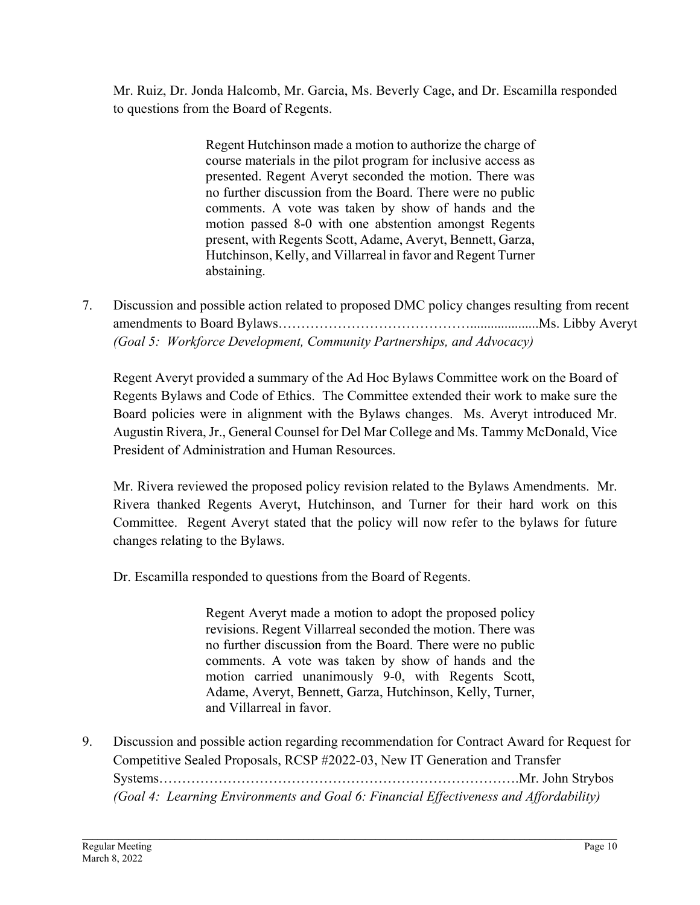Mr. Ruiz, Dr. Jonda Halcomb, Mr. Garcia, Ms. Beverly Cage, and Dr. Escamilla responded to questions from the Board of Regents.

> Regent Hutchinson made a motion to authorize the charge of course materials in the pilot program for inclusive access as presented. Regent Averyt seconded the motion. There was no further discussion from the Board. There were no public comments. A vote was taken by show of hands and the motion passed 8-0 with one abstention amongst Regents present, with Regents Scott, Adame, Averyt, Bennett, Garza, Hutchinson, Kelly, and Villarreal in favor and Regent Turner abstaining.

7. Discussion and possible action related to proposed DMC policy changes resulting from recent amendments to Board Bylaws…………………………………...................Ms. Libby Averyt
   *(Goal 5: Workforce Development, Community Partnerships, and Advocacy)*

   Regent Averyt provided a summary of the Ad Hoc Bylaws Committee work on the Board of Regents Bylaws and Code of Ethics. The Committee extended their work to make sure the Board policies were in alignment with the Bylaws changes. Ms. Averyt introduced Mr. Augustin Rivera, Jr., General Counsel for Del Mar College and Ms. Tammy McDonald, Vice President of Administration and Human Resources.

   Mr. Rivera reviewed the proposed policy revision related to the Bylaws Amendments. Mr. Rivera thanked Regents Averyt, Hutchinson, and Turner for their hard work on this Committee. Regent Averyt stated that the policy will now refer to the bylaws for future changes relating to the Bylaws.

   Dr. Escamilla responded to questions from the Board of Regents.

   > Regent Averyt made a motion to adopt the proposed policy revisions. Regent Villarreal seconded the motion. There was no further discussion from the Board. There were no public comments. A vote was taken by show of hands and the motion carried unanimously 9-0, with Regents Scott, Adame, Averyt, Bennett, Garza, Hutchinson, Kelly, Turner, and Villarreal in favor.

9. Discussion and possible action regarding recommendation for Contract Award for Request for Competitive Sealed Proposals, RCSP #2022-03, New IT Generation and Transfer Systems…………………………………………………………………….Mr. John Strybos
   *(Goal 4: Learning Environments and Goal 6: Financial Effectiveness and Affordability)*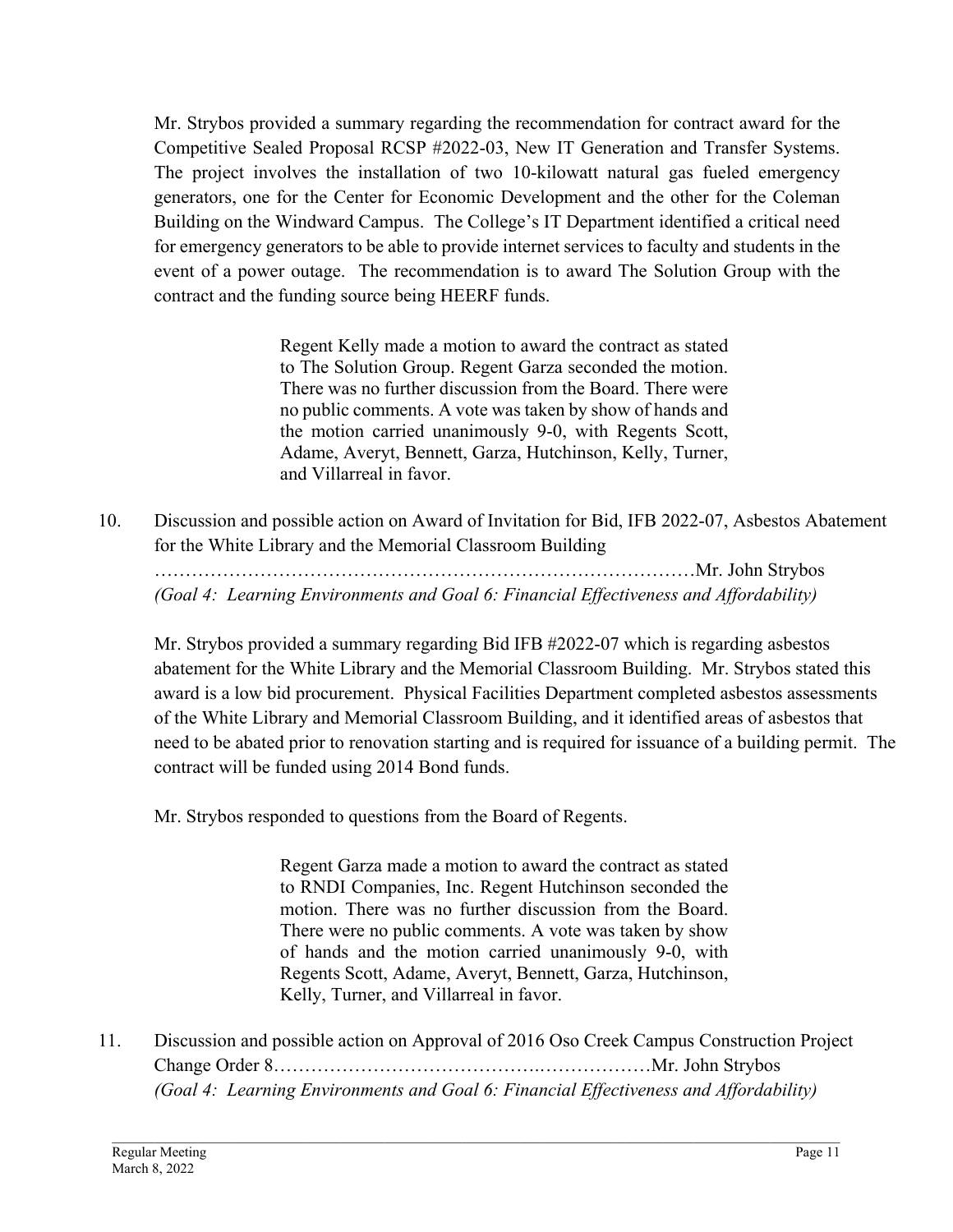Mr. Strybos provided a summary regarding the recommendation for contract award for the Competitive Sealed Proposal RCSP #2022-03, New IT Generation and Transfer Systems. The project involves the installation of two 10-kilowatt natural gas fueled emergency generators, one for the Center for Economic Development and the other for the Coleman Building on the Windward Campus. The College's IT Department identified a critical need for emergency generators to be able to provide internet services to faculty and students in the event of a power outage. The recommendation is to award The Solution Group with the contract and the funding source being HEERF funds.

> Regent Kelly made a motion to award the contract as stated to The Solution Group. Regent Garza seconded the motion. There was no further discussion from the Board. There were no public comments. A vote was taken by show of hands and the motion carried unanimously 9-0, with Regents Scott, Adame, Averyt, Bennett, Garza, Hutchinson, Kelly, Turner, and Villarreal in favor.

10. Discussion and possible action on Award of Invitation for Bid, IFB 2022-07, Asbestos Abatement for the White Library and the Memorial Classroom Building ……………………………………………………………………………Mr. John Strybos
*(Goal 4: Learning Environments and Goal 6: Financial Effectiveness and Affordability)*

Mr. Strybos provided a summary regarding Bid IFB #2022-07 which is regarding asbestos abatement for the White Library and the Memorial Classroom Building. Mr. Strybos stated this award is a low bid procurement. Physical Facilities Department completed asbestos assessments of the White Library and Memorial Classroom Building, and it identified areas of asbestos that need to be abated prior to renovation starting and is required for issuance of a building permit. The contract will be funded using 2014 Bond funds.

Mr. Strybos responded to questions from the Board of Regents.

> Regent Garza made a motion to award the contract as stated to RNDI Companies, Inc. Regent Hutchinson seconded the motion. There was no further discussion from the Board. There were no public comments. A vote was taken by show of hands and the motion carried unanimously 9-0, with Regents Scott, Adame, Averyt, Bennett, Garza, Hutchinson, Kelly, Turner, and Villarreal in favor.

11. Discussion and possible action on Approval of 2016 Oso Creek Campus Construction Project Change Order 8……………………………………….………………Mr. John Strybos
*(Goal 4: Learning Environments and Goal 6: Financial Effectiveness and Affordability)*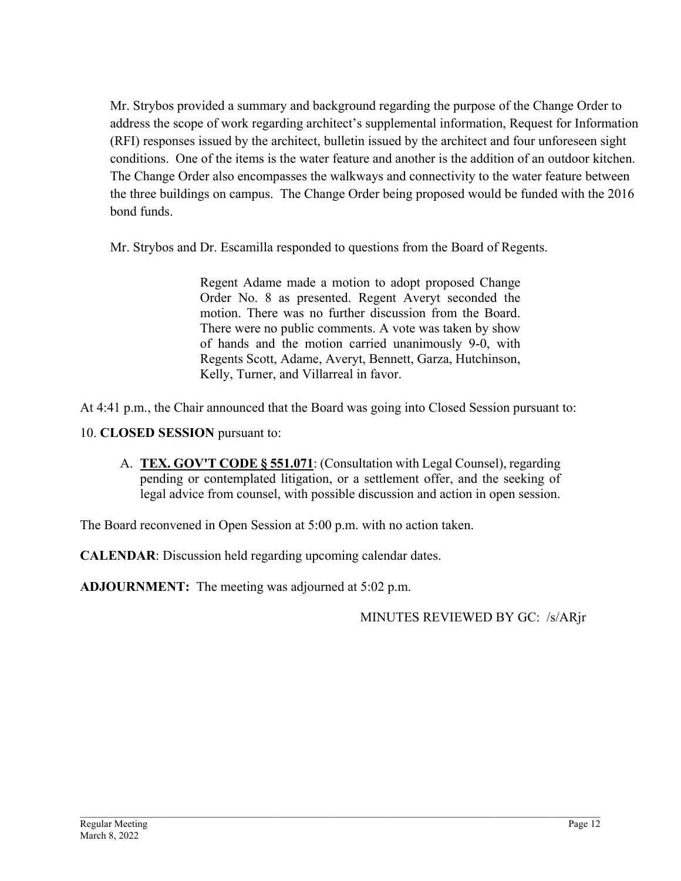Mr. Strybos provided a summary and background regarding the purpose of the Change Order to address the scope of work regarding architect's supplemental information, Request for Information (RFI) responses issued by the architect, bulletin issued by the architect and four unforeseen sight conditions. One of the items is the water feature and another is the addition of an outdoor kitchen. The Change Order also encompasses the walkways and connectivity to the water feature between the three buildings on campus. The Change Order being proposed would be funded with the 2016 bond funds.

Mr. Strybos and Dr. Escamilla responded to questions from the Board of Regents.

> Regent Adame made a motion to adopt proposed Change Order No. 8 as presented. Regent Averyt seconded the motion. There was no further discussion from the Board. There were no public comments. A vote was taken by show of hands and the motion carried unanimously 9-0, with Regents Scott, Adame, Averyt, Bennett, Garza, Hutchinson, Kelly, Turner, and Villarreal in favor.

At 4:41 p.m., the Chair announced that the Board was going into Closed Session pursuant to:

10. **CLOSED SESSION** pursuant to:

   A. **TEX. GOV'T CODE § 551.071**: (Consultation with Legal Counsel), regarding pending or contemplated litigation, or a settlement offer, and the seeking of legal advice from counsel, with possible discussion and action in open session.

The Board reconvened in Open Session at 5:00 p.m. with no action taken.

**CALENDAR**: Discussion held regarding upcoming calendar dates.

**ADJOURNMENT:** The meeting was adjourned at 5:02 p.m.

MINUTES REVIEWED BY GC: /s/ARjr